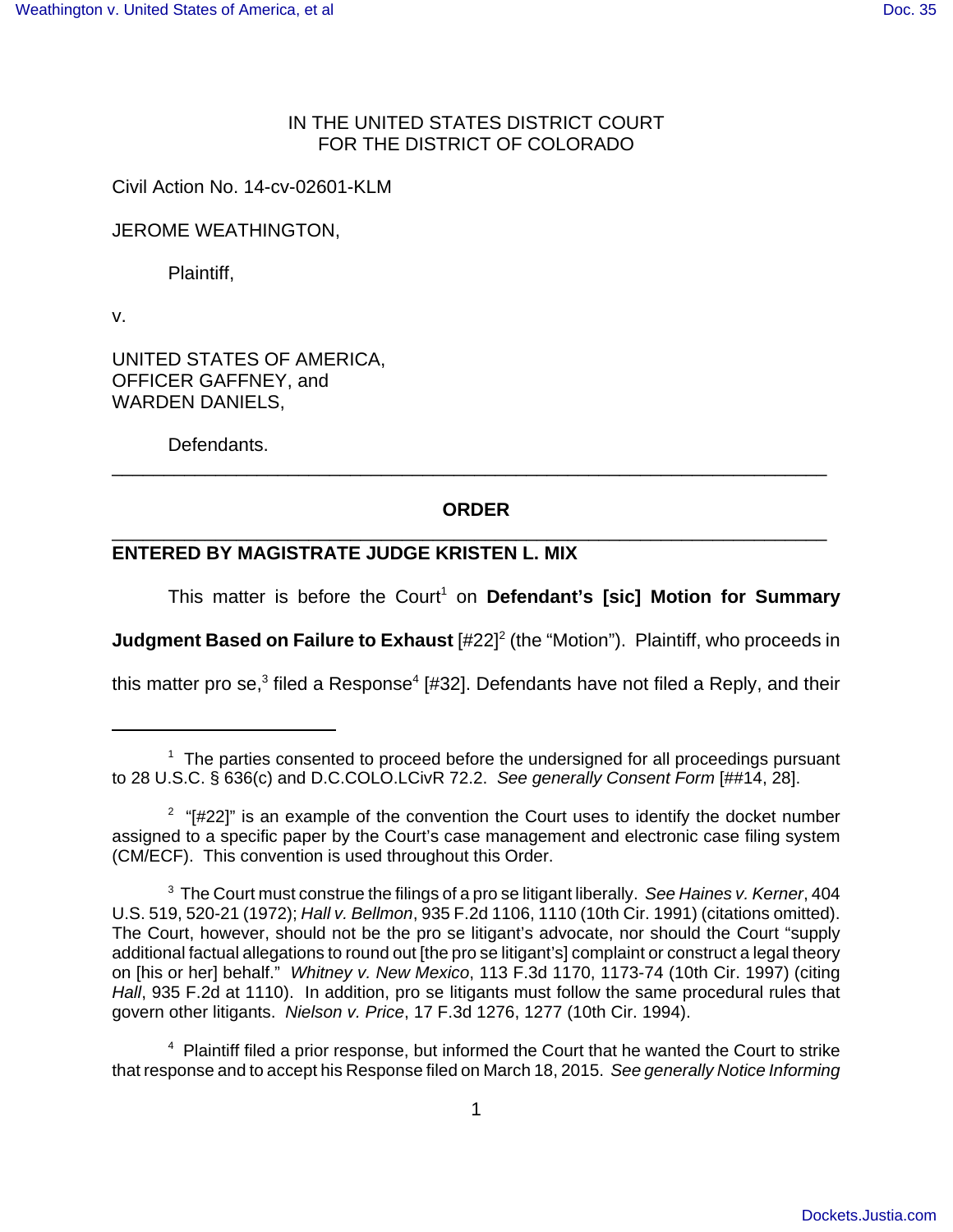IN THE UNITED STATES DISTRICT COURT
FOR THE DISTRICT OF COLORADO

Civil Action No. 14-cv-02601-KLM

JEROME WEATHINGTON,

Plaintiff,

v.

UNITED STATES OF AMERICA,
OFFICER GAFFNEY, and
WARDEN DANIELS,

Defendants.

---

**ORDER**

---

**ENTERED BY MAGISTRATE JUDGE KRISTEN L. MIX**

This matter is before the Court[1] on **Defendant's [sic] Motion for Summary Judgment Based on Failure to Exhaust** [#22][2] (the "Motion"). Plaintiff, who proceeds in this matter pro se,[3] filed a Response[4] [#32]. Defendants have not filed a Reply, and their

---

[1] The parties consented to proceed before the undersigned for all proceedings pursuant to 28 U.S.C. § 636(c) and D.C.COLO.LCivR 72.2. *See generally Consent Form* [##14, 28].

[2] "[#22]" is an example of the convention the Court uses to identify the docket number assigned to a specific paper by the Court's case management and electronic case filing system (CM/ECF). This convention is used throughout this Order.

[3] The Court must construe the filings of a pro se litigant liberally. *See Haines v. Kerner*, 404 U.S. 519, 520-21 (1972); *Hall v. Bellmon*, 935 F.2d 1106, 1110 (10th Cir. 1991) (citations omitted). The Court, however, should not be the pro se litigant's advocate, nor should the Court "supply additional factual allegations to round out [the pro se litigant's] complaint or construct a legal theory on [his or her] behalf." *Whitney v. New Mexico*, 113 F.3d 1170, 1173-74 (10th Cir. 1997) (citing *Hall*, 935 F.2d at 1110). In addition, pro se litigants must follow the same procedural rules that govern other litigants. *Nielson v. Price*, 17 F.3d 1276, 1277 (10th Cir. 1994).

[4] Plaintiff filed a prior response, but informed the Court that he wanted the Court to strike that response and to accept his Response filed on March 18, 2015. *See generally Notice Informing*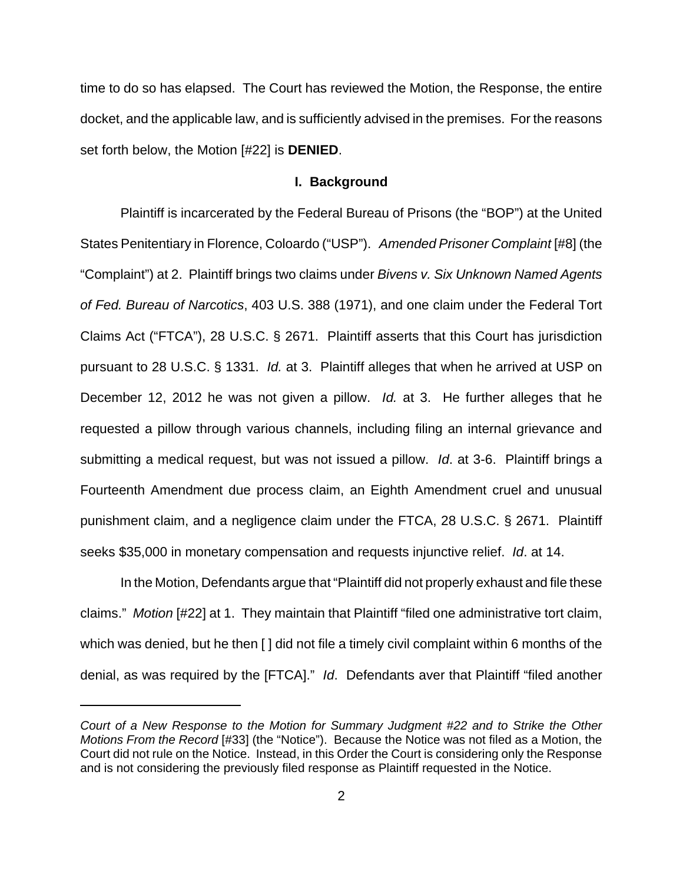time to do so has elapsed. The Court has reviewed the Motion, the Response, the entire docket, and the applicable law, and is sufficiently advised in the premises. For the reasons set forth below, the Motion [#22] is **DENIED**.

## I. Background

Plaintiff is incarcerated by the Federal Bureau of Prisons (the "BOP") at the United States Penitentiary in Florence, Coloardo ("USP"). *Amended Prisoner Complaint* [#8] (the "Complaint") at 2. Plaintiff brings two claims under *Bivens v. Six Unknown Named Agents of Fed. Bureau of Narcotics*, 403 U.S. 388 (1971), and one claim under the Federal Tort Claims Act ("FTCA"), 28 U.S.C. § 2671. Plaintiff asserts that this Court has jurisdiction pursuant to 28 U.S.C. § 1331. *Id.* at 3. Plaintiff alleges that when he arrived at USP on December 12, 2012 he was not given a pillow. *Id.* at 3. He further alleges that he requested a pillow through various channels, including filing an internal grievance and submitting a medical request, but was not issued a pillow. *Id*. at 3-6. Plaintiff brings a Fourteenth Amendment due process claim, an Eighth Amendment cruel and unusual punishment claim, and a negligence claim under the FTCA, 28 U.S.C. § 2671. Plaintiff seeks $35,000 in monetary compensation and requests injunctive relief. *Id*. at 14.

In the Motion, Defendants argue that "Plaintiff did not properly exhaust and file these claims." *Motion* [#22] at 1. They maintain that Plaintiff "filed one administrative tort claim, which was denied, but he then [ ] did not file a timely civil complaint within 6 months of the denial, as was required by the [FTCA]." *Id*. Defendants aver that Plaintiff "filed another

---

*Court of a New Response to the Motion for Summary Judgment #22 and to Strike the Other Motions From the Record* [#33] (the "Notice"). Because the Notice was not filed as a Motion, the Court did not rule on the Notice. Instead, in this Order the Court is considering only the Response and is not considering the previously filed response as Plaintiff requested in the Notice.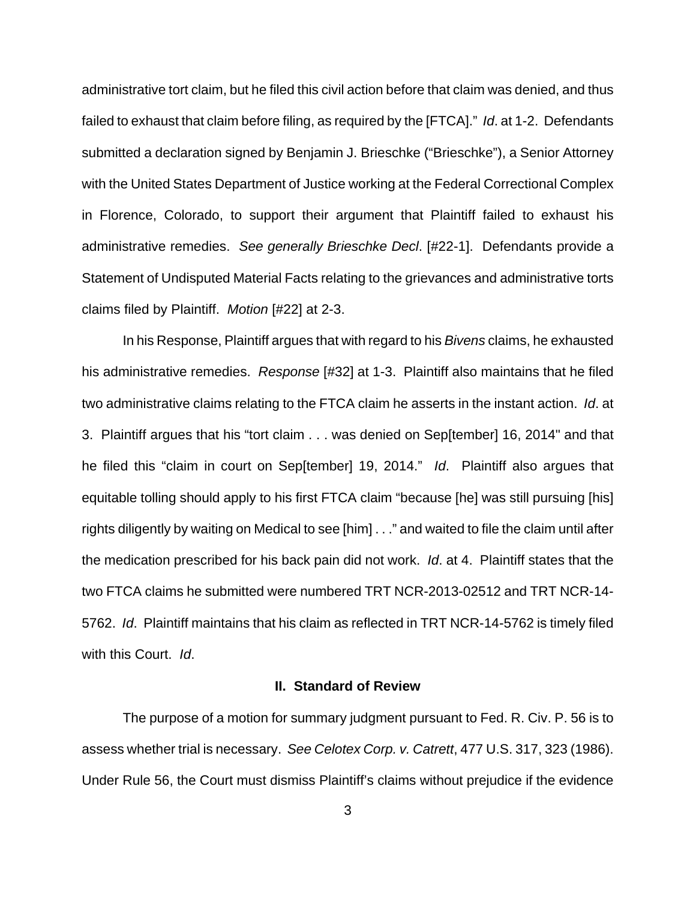administrative tort claim, but he filed this civil action before that claim was denied, and thus failed to exhaust that claim before filing, as required by the [FTCA]." *Id*. at 1-2. Defendants submitted a declaration signed by Benjamin J. Brieschke ("Brieschke"), a Senior Attorney with the United States Department of Justice working at the Federal Correctional Complex in Florence, Colorado, to support their argument that Plaintiff failed to exhaust his administrative remedies. *See generally Brieschke Decl*. [#22-1]. Defendants provide a Statement of Undisputed Material Facts relating to the grievances and administrative torts claims filed by Plaintiff. *Motion* [#22] at 2-3.

In his Response, Plaintiff argues that with regard to his *Bivens* claims, he exhausted his administrative remedies. *Response* [#32] at 1-3. Plaintiff also maintains that he filed two administrative claims relating to the FTCA claim he asserts in the instant action. *Id*. at 3. Plaintiff argues that his "tort claim . . . was denied on Sep[tember] 16, 2014" and that he filed this "claim in court on Sep[tember] 19, 2014." *Id*. Plaintiff also argues that equitable tolling should apply to his first FTCA claim "because [he] was still pursuing [his] rights diligently by waiting on Medical to see [him] . . ." and waited to file the claim until after the medication prescribed for his back pain did not work. *Id*. at 4. Plaintiff states that the two FTCA claims he submitted were numbered TRT NCR-2013-02512 and TRT NCR-14-5762. *Id*. Plaintiff maintains that his claim as reflected in TRT NCR-14-5762 is timely filed with this Court. *Id*.

## II. Standard of Review

The purpose of a motion for summary judgment pursuant to Fed. R. Civ. P. 56 is to assess whether trial is necessary. *See Celotex Corp. v. Catrett*, 477 U.S. 317, 323 (1986). Under Rule 56, the Court must dismiss Plaintiff's claims without prejudice if the evidence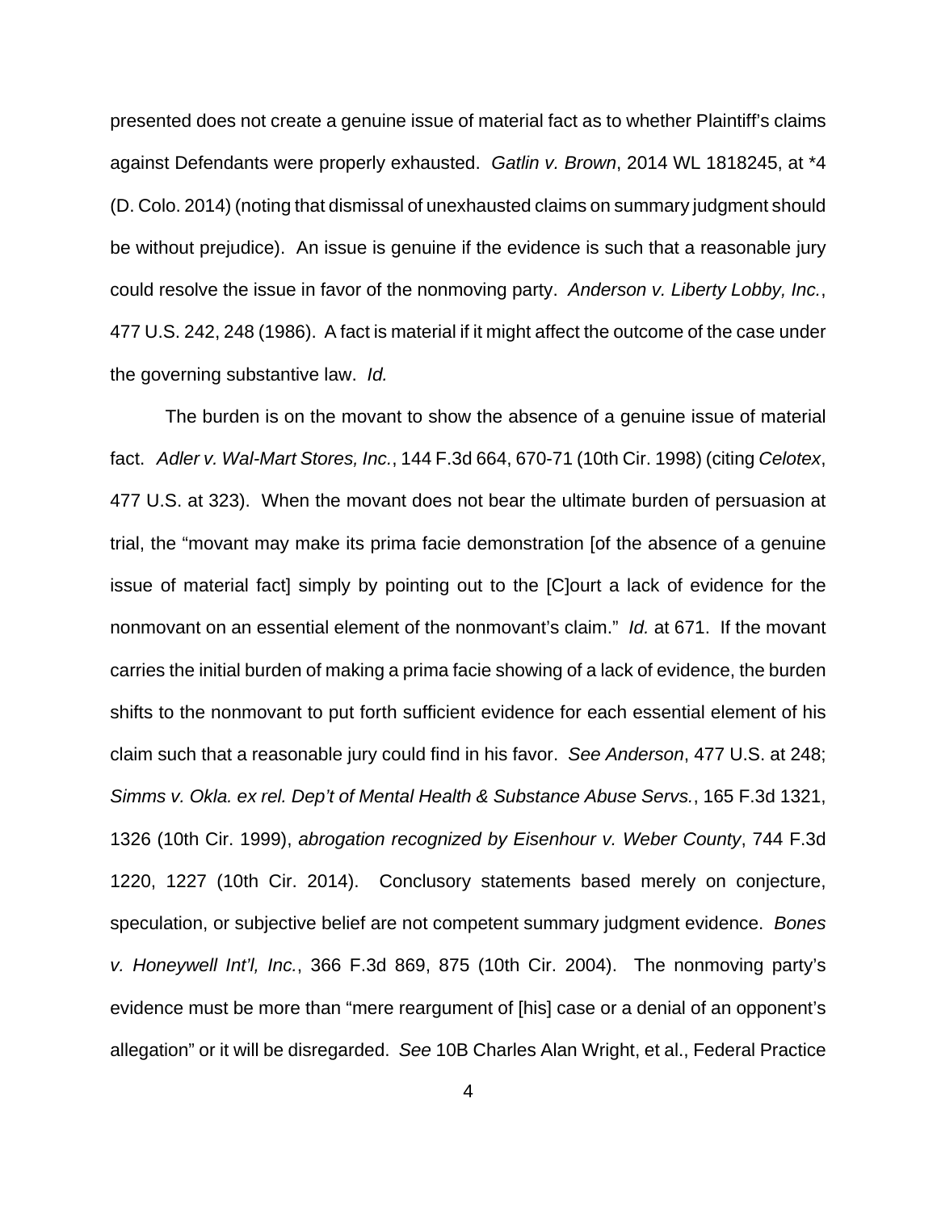presented does not create a genuine issue of material fact as to whether Plaintiff's claims against Defendants were properly exhausted. *Gatlin v. Brown*, 2014 WL 1818245, at *4 (D. Colo. 2014) (noting that dismissal of unexhausted claims on summary judgment should be without prejudice). An issue is genuine if the evidence is such that a reasonable jury could resolve the issue in favor of the nonmoving party. *Anderson v. Liberty Lobby, Inc.*, 477 U.S. 242, 248 (1986). A fact is material if it might affect the outcome of the case under the governing substantive law. *Id.*

The burden is on the movant to show the absence of a genuine issue of material fact. *Adler v. Wal-Mart Stores, Inc.*, 144 F.3d 664, 670-71 (10th Cir. 1998) (citing *Celotex*, 477 U.S. at 323). When the movant does not bear the ultimate burden of persuasion at trial, the "movant may make its prima facie demonstration [of the absence of a genuine issue of material fact] simply by pointing out to the [C]ourt a lack of evidence for the nonmovant on an essential element of the nonmovant's claim." *Id.* at 671. If the movant carries the initial burden of making a prima facie showing of a lack of evidence, the burden shifts to the nonmovant to put forth sufficient evidence for each essential element of his claim such that a reasonable jury could find in his favor. *See Anderson*, 477 U.S. at 248; *Simms v. Okla. ex rel. Dep't of Mental Health & Substance Abuse Servs.*, 165 F.3d 1321, 1326 (10th Cir. 1999), *abrogation recognized by Eisenhour v. Weber County*, 744 F.3d 1220, 1227 (10th Cir. 2014). Conclusory statements based merely on conjecture, speculation, or subjective belief are not competent summary judgment evidence. *Bones v. Honeywell Int'l, Inc.*, 366 F.3d 869, 875 (10th Cir. 2004). The nonmoving party's evidence must be more than "mere reargument of [his] case or a denial of an opponent's allegation" or it will be disregarded. *See* 10B Charles Alan Wright, et al., Federal Practice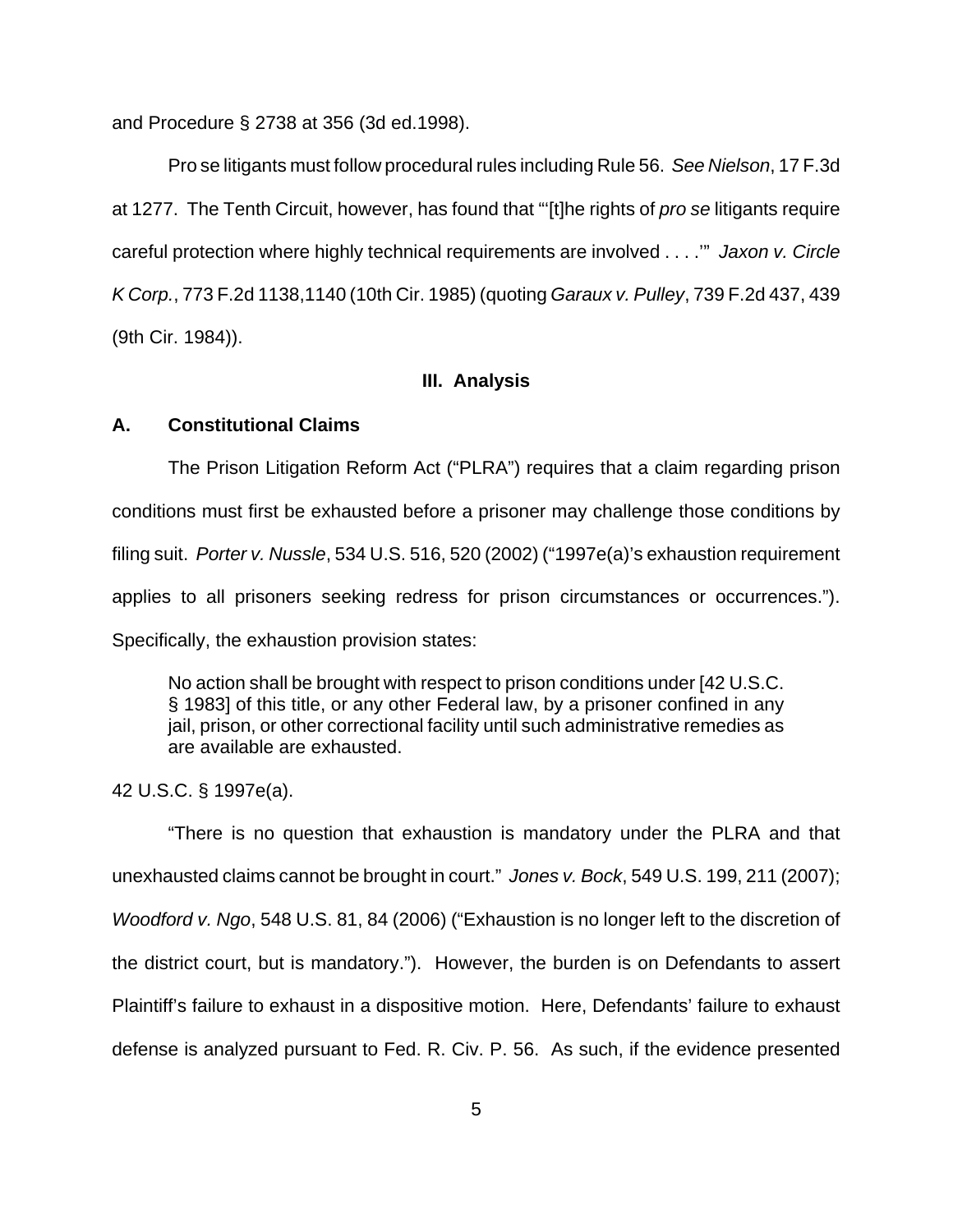and Procedure § 2738 at 356 (3d ed.1998).

Pro se litigants must follow procedural rules including Rule 56. *See Nielson*, 17 F.3d at 1277. The Tenth Circuit, however, has found that "'[t]he rights of *pro se* litigants require careful protection where highly technical requirements are involved . . . .'" *Jaxon v. Circle K Corp.*, 773 F.2d 1138,1140 (10th Cir. 1985) (quoting *Garaux v. Pulley*, 739 F.2d 437, 439 (9th Cir. 1984)).

## III. Analysis

### A. Constitutional Claims

The Prison Litigation Reform Act ("PLRA") requires that a claim regarding prison conditions must first be exhausted before a prisoner may challenge those conditions by filing suit. *Porter v. Nussle*, 534 U.S. 516, 520 (2002) ("1997e(a)'s exhaustion requirement applies to all prisoners seeking redress for prison circumstances or occurrences."). Specifically, the exhaustion provision states:

> No action shall be brought with respect to prison conditions under [42 U.S.C. § 1983] of this title, or any other Federal law, by a prisoner confined in any jail, prison, or other correctional facility until such administrative remedies as are available are exhausted.

42 U.S.C. § 1997e(a).

"There is no question that exhaustion is mandatory under the PLRA and that unexhausted claims cannot be brought in court." *Jones v. Bock*, 549 U.S. 199, 211 (2007); *Woodford v. Ngo*, 548 U.S. 81, 84 (2006) ("Exhaustion is no longer left to the discretion of the district court, but is mandatory."). However, the burden is on Defendants to assert Plaintiff's failure to exhaust in a dispositive motion. Here, Defendants' failure to exhaust defense is analyzed pursuant to Fed. R. Civ. P. 56. As such, if the evidence presented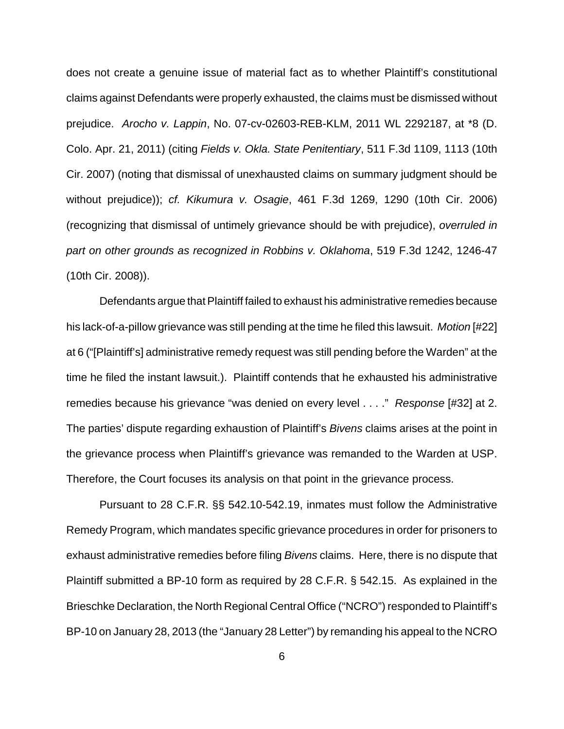does not create a genuine issue of material fact as to whether Plaintiff's constitutional claims against Defendants were properly exhausted, the claims must be dismissed without prejudice. *Arocho v. Lappin*, No. 07-cv-02603-REB-KLM, 2011 WL 2292187, at *8 (D. Colo. Apr. 21, 2011) (citing *Fields v. Okla. State Penitentiary*, 511 F.3d 1109, 1113 (10th Cir. 2007) (noting that dismissal of unexhausted claims on summary judgment should be without prejudice)); *cf. Kikumura v. Osagie*, 461 F.3d 1269, 1290 (10th Cir. 2006) (recognizing that dismissal of untimely grievance should be with prejudice), *overruled in part on other grounds as recognized in Robbins v. Oklahoma*, 519 F.3d 1242, 1246-47 (10th Cir. 2008)).

Defendants argue that Plaintiff failed to exhaust his administrative remedies because his lack-of-a-pillow grievance was still pending at the time he filed this lawsuit. *Motion* [#22] at 6 ("[Plaintiff's] administrative remedy request was still pending before the Warden" at the time he filed the instant lawsuit.). Plaintiff contends that he exhausted his administrative remedies because his grievance "was denied on every level . . . ." *Response* [#32] at 2. The parties' dispute regarding exhaustion of Plaintiff's *Bivens* claims arises at the point in the grievance process when Plaintiff's grievance was remanded to the Warden at USP. Therefore, the Court focuses its analysis on that point in the grievance process.

Pursuant to 28 C.F.R. §§ 542.10-542.19, inmates must follow the Administrative Remedy Program, which mandates specific grievance procedures in order for prisoners to exhaust administrative remedies before filing *Bivens* claims. Here, there is no dispute that Plaintiff submitted a BP-10 form as required by 28 C.F.R. § 542.15. As explained in the Brieschke Declaration, the North Regional Central Office ("NCRO") responded to Plaintiff's BP-10 on January 28, 2013 (the "January 28 Letter") by remanding his appeal to the NCRO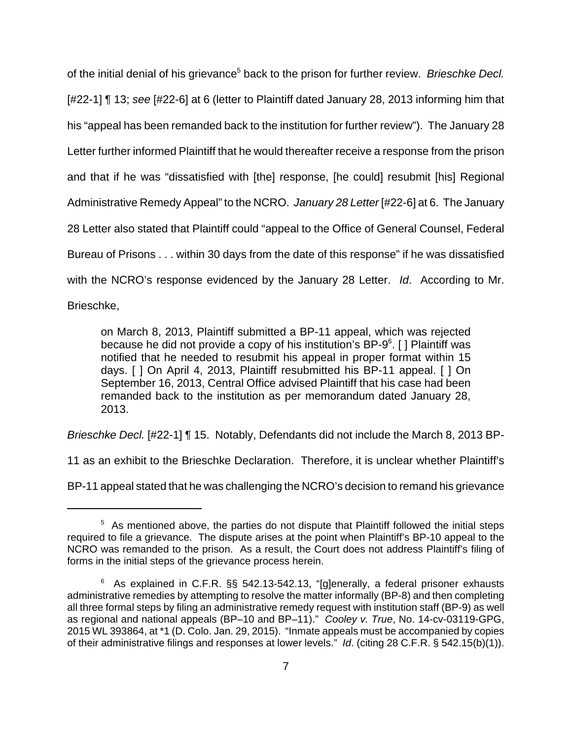of the initial denial of his grievance[5] back to the prison for further review. *Brieschke Decl.* [#22-1] ¶ 13; *see* [#22-6] at 6 (letter to Plaintiff dated January 28, 2013 informing him that his "appeal has been remanded back to the institution for further review"). The January 28 Letter further informed Plaintiff that he would thereafter receive a response from the prison and that if he was "dissatisfied with [the] response, [he could] resubmit [his] Regional Administrative Remedy Appeal" to the NCRO. *January 28 Letter* [#22-6] at 6. The January 28 Letter also stated that Plaintiff could "appeal to the Office of General Counsel, Federal Bureau of Prisons . . . within 30 days from the date of this response" if he was dissatisfied with the NCRO's response evidenced by the January 28 Letter. *Id*. According to Mr. Brieschke,

> on March 8, 2013, Plaintiff submitted a BP-11 appeal, which was rejected because he did not provide a copy of his institution's BP-9[6]. [ ] Plaintiff was notified that he needed to resubmit his appeal in proper format within 15 days. [ ] On April 4, 2013, Plaintiff resubmitted his BP-11 appeal. [ ] On September 16, 2013, Central Office advised Plaintiff that his case had been remanded back to the institution as per memorandum dated January 28, 2013.

*Brieschke Decl.* [#22-1] ¶ 15. Notably, Defendants did not include the March 8, 2013 BP-11 as an exhibit to the Brieschke Declaration. Therefore, it is unclear whether Plaintiff's BP-11 appeal stated that he was challenging the NCRO's decision to remand his grievance

---

[5] As mentioned above, the parties do not dispute that Plaintiff followed the initial steps required to file a grievance. The dispute arises at the point when Plaintiff's BP-10 appeal to the NCRO was remanded to the prison. As a result, the Court does not address Plaintiff's filing of forms in the initial steps of the grievance process herein.

[6] As explained in C.F.R. §§ 542.13-542.13, "[g]enerally, a federal prisoner exhausts administrative remedies by attempting to resolve the matter informally (BP-8) and then completing all three formal steps by filing an administrative remedy request with institution staff (BP-9) as well as regional and national appeals (BP–10 and BP–11)." *Cooley v. True*, No. 14-cv-03119-GPG, 2015 WL 393864, at *1 (D. Colo. Jan. 29, 2015). "Inmate appeals must be accompanied by copies of their administrative filings and responses at lower levels." *Id*. (citing 28 C.F.R. § 542.15(b)(1)).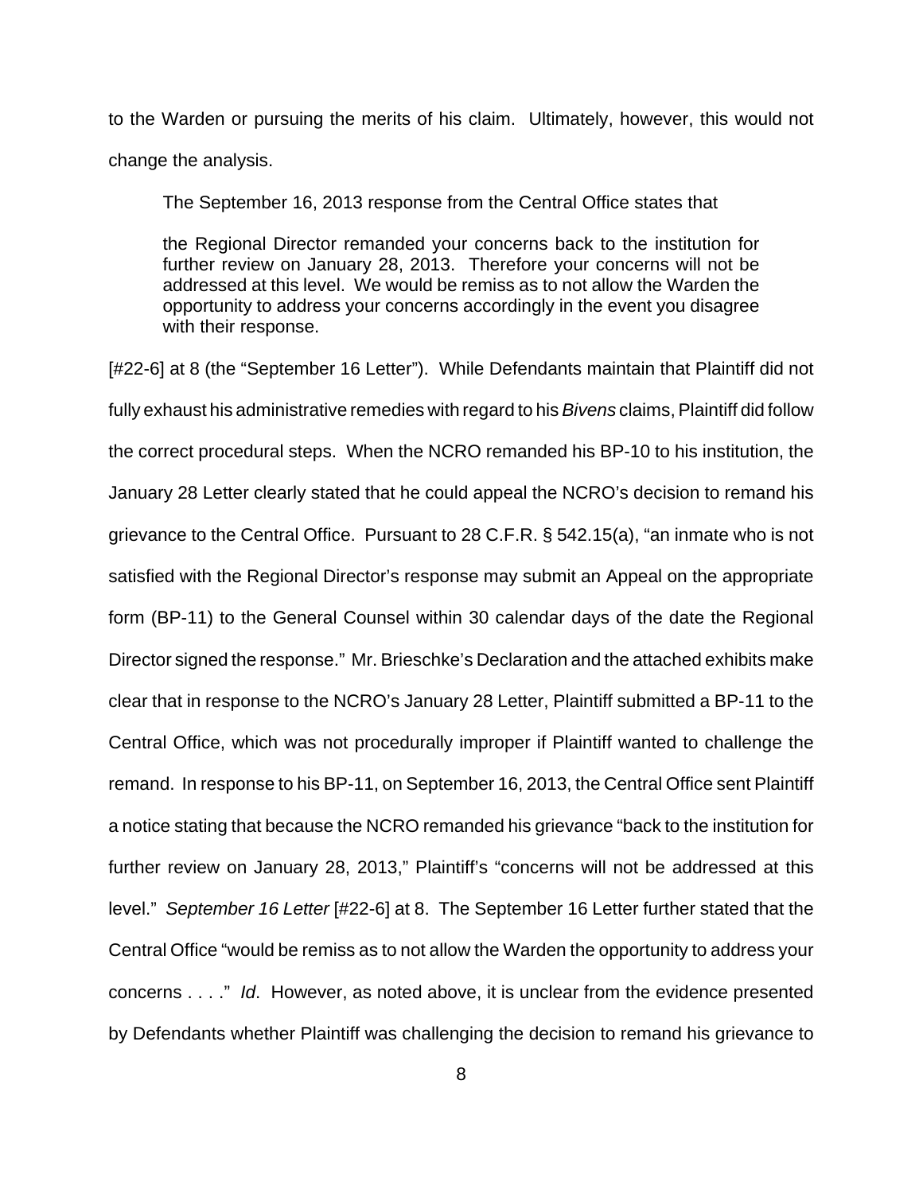to the Warden or pursuing the merits of his claim. Ultimately, however, this would not change the analysis.

The September 16, 2013 response from the Central Office states that

> the Regional Director remanded your concerns back to the institution for further review on January 28, 2013. Therefore your concerns will not be addressed at this level. We would be remiss as to not allow the Warden the opportunity to address your concerns accordingly in the event you disagree with their response.

[#22-6] at 8 (the "September 16 Letter"). While Defendants maintain that Plaintiff did not fully exhaust his administrative remedies with regard to his *Bivens* claims, Plaintiff did follow the correct procedural steps. When the NCRO remanded his BP-10 to his institution, the January 28 Letter clearly stated that he could appeal the NCRO's decision to remand his grievance to the Central Office. Pursuant to 28 C.F.R. § 542.15(a), "an inmate who is not satisfied with the Regional Director's response may submit an Appeal on the appropriate form (BP-11) to the General Counsel within 30 calendar days of the date the Regional Director signed the response." Mr. Brieschke's Declaration and the attached exhibits make clear that in response to the NCRO's January 28 Letter, Plaintiff submitted a BP-11 to the Central Office, which was not procedurally improper if Plaintiff wanted to challenge the remand. In response to his BP-11, on September 16, 2013, the Central Office sent Plaintiff a notice stating that because the NCRO remanded his grievance "back to the institution for further review on January 28, 2013," Plaintiff's "concerns will not be addressed at this level." *September 16 Letter* [#22-6] at 8. The September 16 Letter further stated that the Central Office "would be remiss as to not allow the Warden the opportunity to address your concerns . . . ." *Id*. However, as noted above, it is unclear from the evidence presented by Defendants whether Plaintiff was challenging the decision to remand his grievance to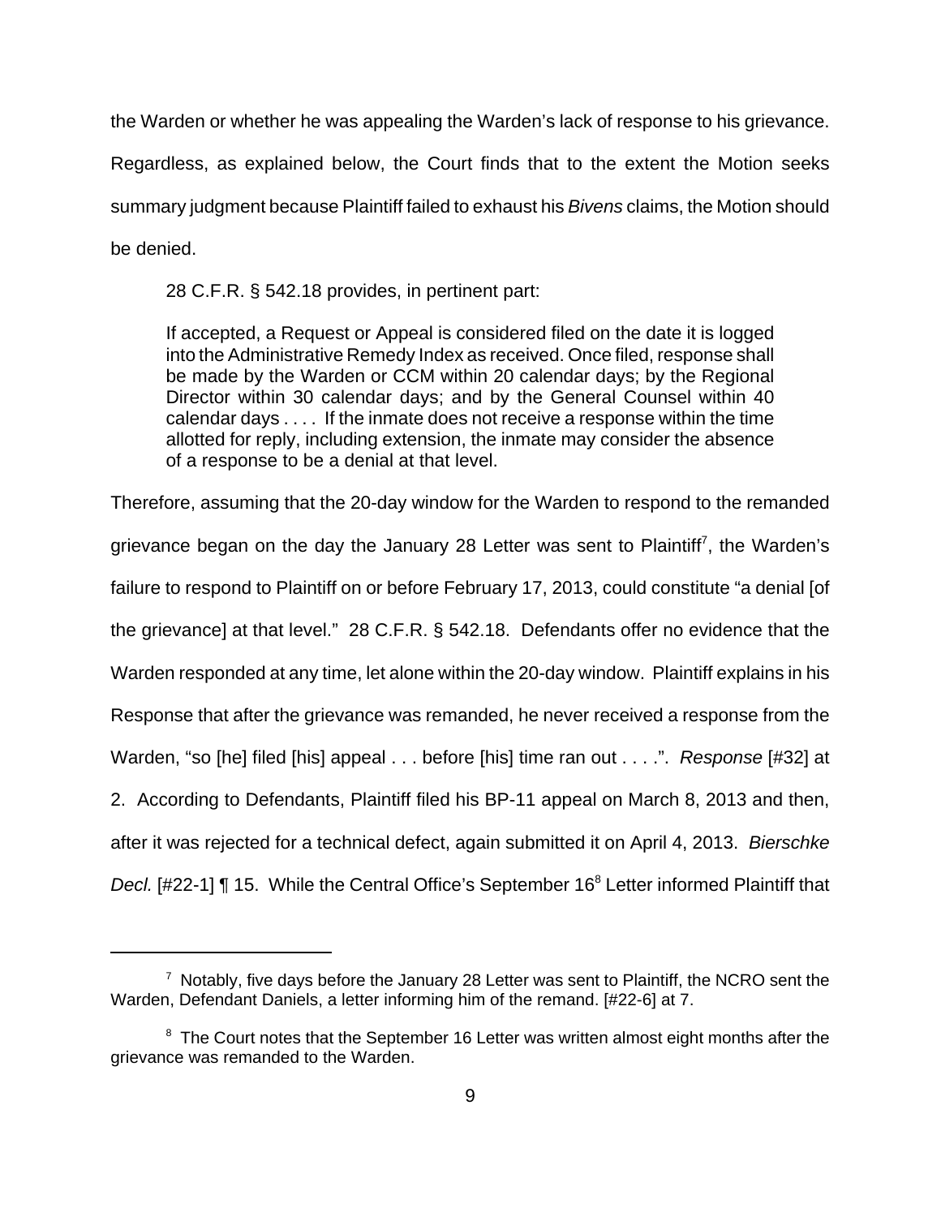the Warden or whether he was appealing the Warden's lack of response to his grievance. Regardless, as explained below, the Court finds that to the extent the Motion seeks summary judgment because Plaintiff failed to exhaust his *Bivens* claims, the Motion should be denied.

28 C.F.R. § 542.18 provides, in pertinent part:

> If accepted, a Request or Appeal is considered filed on the date it is logged into the Administrative Remedy Index as received. Once filed, response shall be made by the Warden or CCM within 20 calendar days; by the Regional Director within 30 calendar days; and by the General Counsel within 40 calendar days . . . . If the inmate does not receive a response within the time allotted for reply, including extension, the inmate may consider the absence of a response to be a denial at that level.

Therefore, assuming that the 20-day window for the Warden to respond to the remanded grievance began on the day the January 28 Letter was sent to Plaintiff[7], the Warden's failure to respond to Plaintiff on or before February 17, 2013, could constitute "a denial [of the grievance] at that level." 28 C.F.R. § 542.18. Defendants offer no evidence that the Warden responded at any time, let alone within the 20-day window. Plaintiff explains in his Response that after the grievance was remanded, he never received a response from the Warden, "so [he] filed [his] appeal . . . before [his] time ran out . . . .". *Response* [#32] at 2. According to Defendants, Plaintiff filed his BP-11 appeal on March 8, 2013 and then, after it was rejected for a technical defect, again submitted it on April 4, 2013. *Bierschke Decl.* [#22-1] ¶ 15. While the Central Office's September 16[8] Letter informed Plaintiff that

---

[7] Notably, five days before the January 28 Letter was sent to Plaintiff, the NCRO sent the Warden, Defendant Daniels, a letter informing him of the remand. [#22-6] at 7.

[8] The Court notes that the September 16 Letter was written almost eight months after the grievance was remanded to the Warden.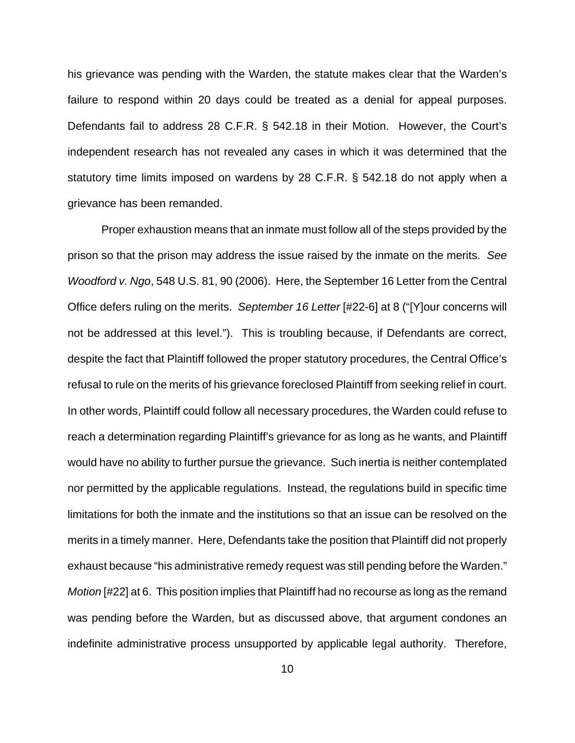his grievance was pending with the Warden, the statute makes clear that the Warden's failure to respond within 20 days could be treated as a denial for appeal purposes. Defendants fail to address 28 C.F.R. § 542.18 in their Motion. However, the Court's independent research has not revealed any cases in which it was determined that the statutory time limits imposed on wardens by 28 C.F.R. § 542.18 do not apply when a grievance has been remanded.

Proper exhaustion means that an inmate must follow all of the steps provided by the prison so that the prison may address the issue raised by the inmate on the merits. *See Woodford v. Ngo*, 548 U.S. 81, 90 (2006). Here, the September 16 Letter from the Central Office defers ruling on the merits. *September 16 Letter* [#22-6] at 8 ("[Y]our concerns will not be addressed at this level."). This is troubling because, if Defendants are correct, despite the fact that Plaintiff followed the proper statutory procedures, the Central Office's refusal to rule on the merits of his grievance foreclosed Plaintiff from seeking relief in court. In other words, Plaintiff could follow all necessary procedures, the Warden could refuse to reach a determination regarding Plaintiff's grievance for as long as he wants, and Plaintiff would have no ability to further pursue the grievance. Such inertia is neither contemplated nor permitted by the applicable regulations. Instead, the regulations build in specific time limitations for both the inmate and the institutions so that an issue can be resolved on the merits in a timely manner. Here, Defendants take the position that Plaintiff did not properly exhaust because "his administrative remedy request was still pending before the Warden." *Motion* [#22] at 6. This position implies that Plaintiff had no recourse as long as the remand was pending before the Warden, but as discussed above, that argument condones an indefinite administrative process unsupported by applicable legal authority. Therefore,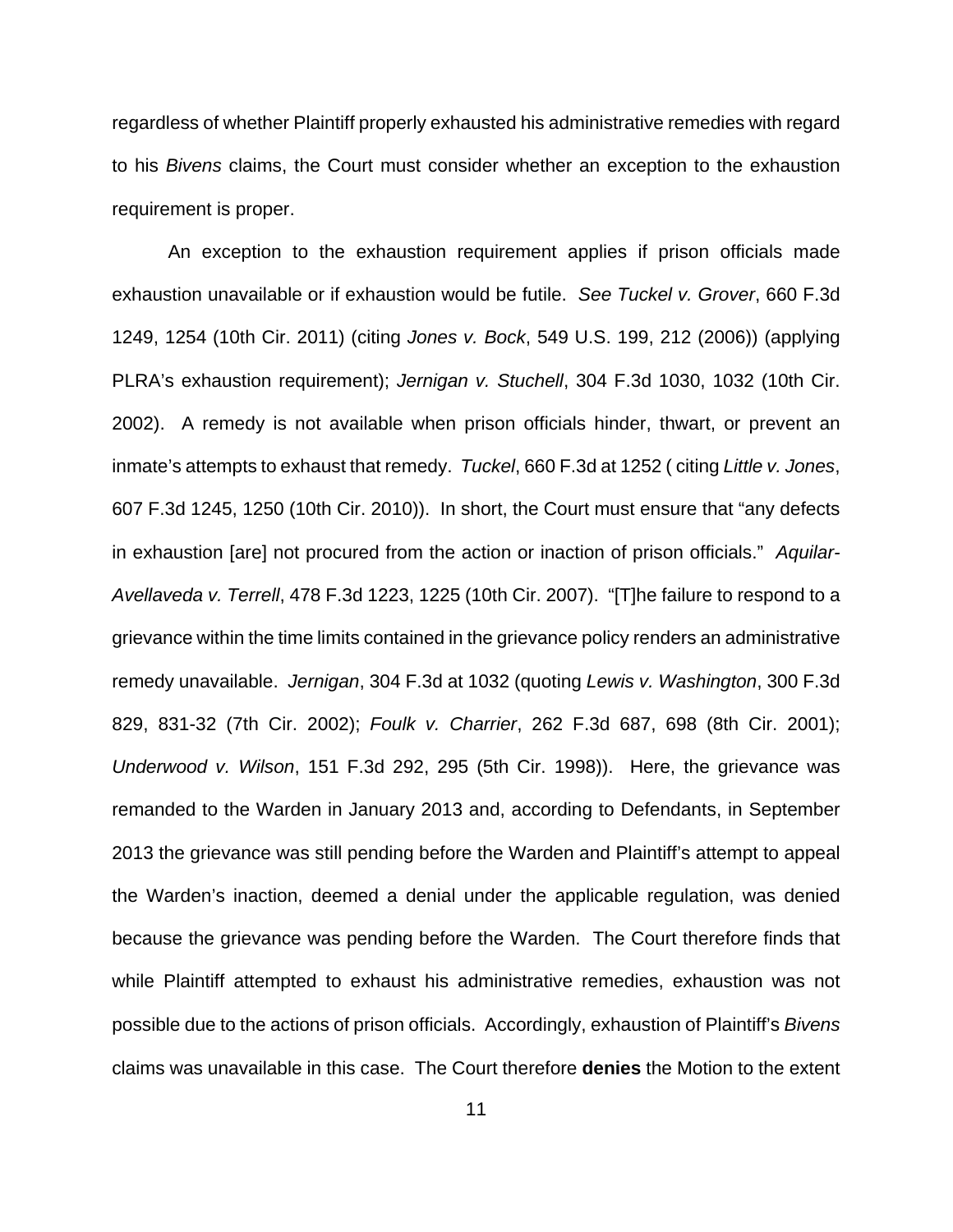regardless of whether Plaintiff properly exhausted his administrative remedies with regard to his *Bivens* claims, the Court must consider whether an exception to the exhaustion requirement is proper.

An exception to the exhaustion requirement applies if prison officials made exhaustion unavailable or if exhaustion would be futile. *See Tuckel v. Grover*, 660 F.3d 1249, 1254 (10th Cir. 2011) (citing *Jones v. Bock*, 549 U.S. 199, 212 (2006)) (applying PLRA's exhaustion requirement); *Jernigan v. Stuchell*, 304 F.3d 1030, 1032 (10th Cir. 2002). A remedy is not available when prison officials hinder, thwart, or prevent an inmate's attempts to exhaust that remedy. *Tuckel*, 660 F.3d at 1252 ( citing *Little v. Jones*, 607 F.3d 1245, 1250 (10th Cir. 2010)). In short, the Court must ensure that "any defects in exhaustion [are] not procured from the action or inaction of prison officials." *Aquilar-Avellaveda v. Terrell*, 478 F.3d 1223, 1225 (10th Cir. 2007). "[T]he failure to respond to a grievance within the time limits contained in the grievance policy renders an administrative remedy unavailable. *Jernigan*, 304 F.3d at 1032 (quoting *Lewis v. Washington*, 300 F.3d 829, 831-32 (7th Cir. 2002); *Foulk v. Charrier*, 262 F.3d 687, 698 (8th Cir. 2001); *Underwood v. Wilson*, 151 F.3d 292, 295 (5th Cir. 1998)). Here, the grievance was remanded to the Warden in January 2013 and, according to Defendants, in September 2013 the grievance was still pending before the Warden and Plaintiff's attempt to appeal the Warden's inaction, deemed a denial under the applicable regulation, was denied because the grievance was pending before the Warden. The Court therefore finds that while Plaintiff attempted to exhaust his administrative remedies, exhaustion was not possible due to the actions of prison officials. Accordingly, exhaustion of Plaintiff's *Bivens* claims was unavailable in this case. The Court therefore **denies** the Motion to the extent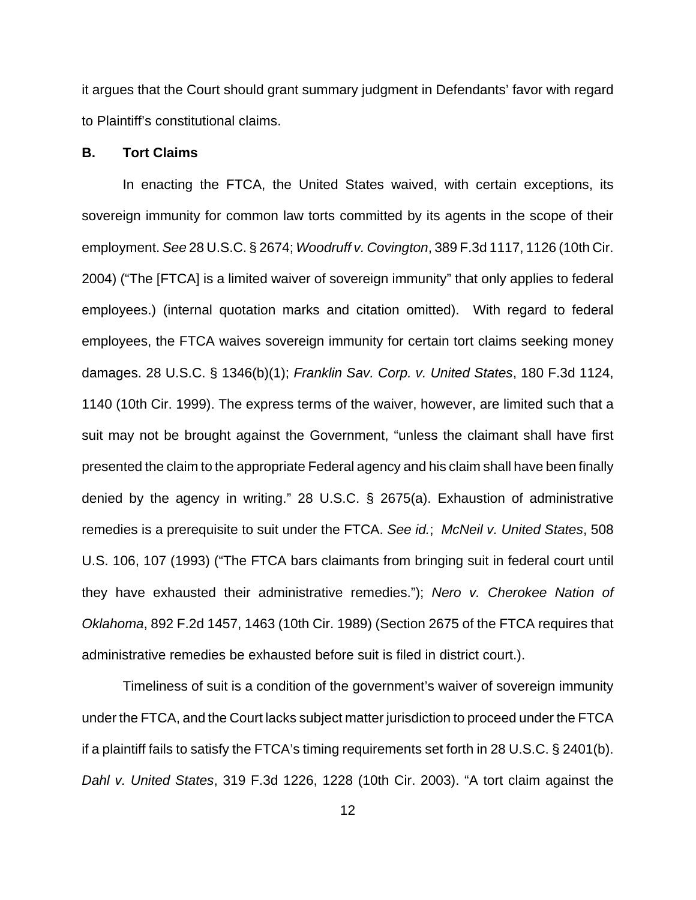it argues that the Court should grant summary judgment in Defendants' favor with regard to Plaintiff's constitutional claims.

### B. Tort Claims

In enacting the FTCA, the United States waived, with certain exceptions, its sovereign immunity for common law torts committed by its agents in the scope of their employment. *See* 28 U.S.C. § 2674; *Woodruff v. Covington*, 389 F.3d 1117, 1126 (10th Cir. 2004) ("The [FTCA] is a limited waiver of sovereign immunity" that only applies to federal employees.) (internal quotation marks and citation omitted). With regard to federal employees, the FTCA waives sovereign immunity for certain tort claims seeking money damages. 28 U.S.C. § 1346(b)(1); *Franklin Sav. Corp. v. United States*, 180 F.3d 1124, 1140 (10th Cir. 1999). The express terms of the waiver, however, are limited such that a suit may not be brought against the Government, "unless the claimant shall have first presented the claim to the appropriate Federal agency and his claim shall have been finally denied by the agency in writing." 28 U.S.C. § 2675(a). Exhaustion of administrative remedies is a prerequisite to suit under the FTCA. *See id.*; *McNeil v. United States*, 508 U.S. 106, 107 (1993) ("The FTCA bars claimants from bringing suit in federal court until they have exhausted their administrative remedies."); *Nero v. Cherokee Nation of Oklahoma*, 892 F.2d 1457, 1463 (10th Cir. 1989) (Section 2675 of the FTCA requires that administrative remedies be exhausted before suit is filed in district court.).

Timeliness of suit is a condition of the government's waiver of sovereign immunity under the FTCA, and the Court lacks subject matter jurisdiction to proceed under the FTCA if a plaintiff fails to satisfy the FTCA's timing requirements set forth in 28 U.S.C. § 2401(b). *Dahl v. United States*, 319 F.3d 1226, 1228 (10th Cir. 2003). "A tort claim against the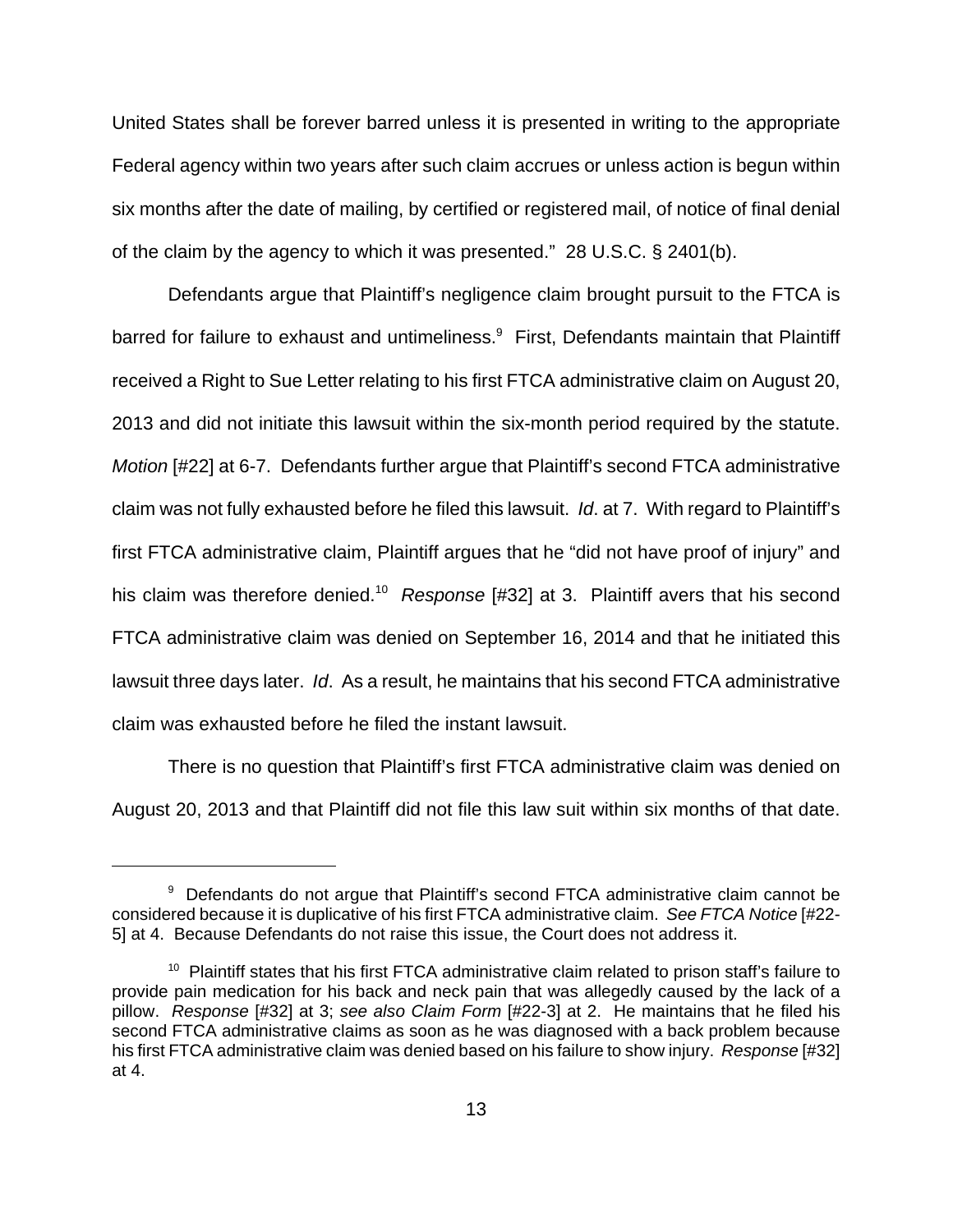United States shall be forever barred unless it is presented in writing to the appropriate Federal agency within two years after such claim accrues or unless action is begun within six months after the date of mailing, by certified or registered mail, of notice of final denial of the claim by the agency to which it was presented." 28 U.S.C. § 2401(b).

Defendants argue that Plaintiff's negligence claim brought pursuit to the FTCA is barred for failure to exhaust and untimeliness.[9] First, Defendants maintain that Plaintiff received a Right to Sue Letter relating to his first FTCA administrative claim on August 20, 2013 and did not initiate this lawsuit within the six-month period required by the statute. *Motion* [#22] at 6-7. Defendants further argue that Plaintiff's second FTCA administrative claim was not fully exhausted before he filed this lawsuit. *Id*. at 7. With regard to Plaintiff's first FTCA administrative claim, Plaintiff argues that he "did not have proof of injury" and his claim was therefore denied.[10] *Response* [#32] at 3. Plaintiff avers that his second FTCA administrative claim was denied on September 16, 2014 and that he initiated this lawsuit three days later. *Id*. As a result, he maintains that his second FTCA administrative claim was exhausted before he filed the instant lawsuit.

There is no question that Plaintiff's first FTCA administrative claim was denied on August 20, 2013 and that Plaintiff did not file this law suit within six months of that date.

---

[9] Defendants do not argue that Plaintiff's second FTCA administrative claim cannot be considered because it is duplicative of his first FTCA administrative claim. *See FTCA Notice* [#22-5] at 4. Because Defendants do not raise this issue, the Court does not address it.

[10] Plaintiff states that his first FTCA administrative claim related to prison staff's failure to provide pain medication for his back and neck pain that was allegedly caused by the lack of a pillow. *Response* [#32] at 3; *see also Claim Form* [#22-3] at 2. He maintains that he filed his second FTCA administrative claims as soon as he was diagnosed with a back problem because his first FTCA administrative claim was denied based on his failure to show injury. *Response* [#32] at 4.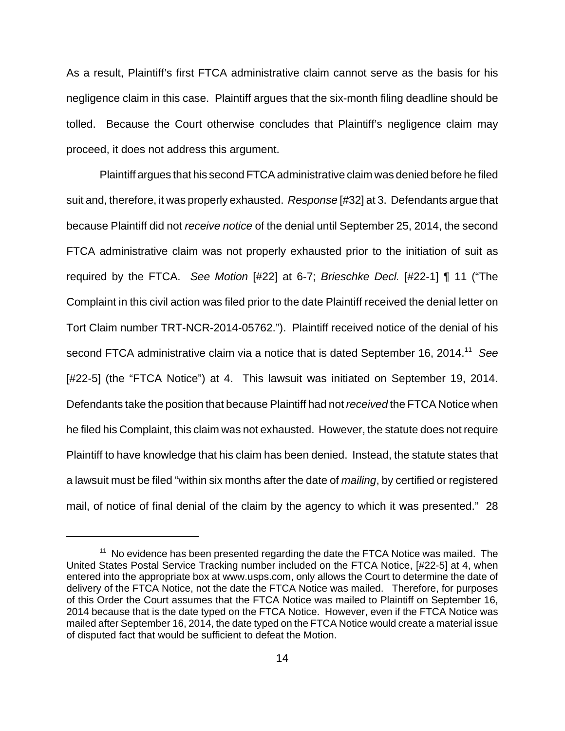As a result, Plaintiff's first FTCA administrative claim cannot serve as the basis for his negligence claim in this case. Plaintiff argues that the six-month filing deadline should be tolled. Because the Court otherwise concludes that Plaintiff's negligence claim may proceed, it does not address this argument.

Plaintiff argues that his second FTCA administrative claim was denied before he filed suit and, therefore, it was properly exhausted. *Response* [#32] at 3. Defendants argue that because Plaintiff did not *receive notice* of the denial until September 25, 2014, the second FTCA administrative claim was not properly exhausted prior to the initiation of suit as required by the FTCA. *See Motion* [#22] at 6-7; *Brieschke Decl.* [#22-1] ¶ 11 ("The Complaint in this civil action was filed prior to the date Plaintiff received the denial letter on Tort Claim number TRT-NCR-2014-05762."). Plaintiff received notice of the denial of his second FTCA administrative claim via a notice that is dated September 16, 2014.[11] *See* [#22-5] (the "FTCA Notice") at 4. This lawsuit was initiated on September 19, 2014. Defendants take the position that because Plaintiff had not *received* the FTCA Notice when he filed his Complaint, this claim was not exhausted. However, the statute does not require Plaintiff to have knowledge that his claim has been denied. Instead, the statute states that a lawsuit must be filed "within six months after the date of *mailing*, by certified or registered mail, of notice of final denial of the claim by the agency to which it was presented." 28

[11] No evidence has been presented regarding the date the FTCA Notice was mailed. The United States Postal Service Tracking number included on the FTCA Notice, [#22-5] at 4, when entered into the appropriate box at www.usps.com, only allows the Court to determine the date of delivery of the FTCA Notice, not the date the FTCA Notice was mailed. Therefore, for purposes of this Order the Court assumes that the FTCA Notice was mailed to Plaintiff on September 16, 2014 because that is the date typed on the FTCA Notice. However, even if the FTCA Notice was mailed after September 16, 2014, the date typed on the FTCA Notice would create a material issue of disputed fact that would be sufficient to defeat the Motion.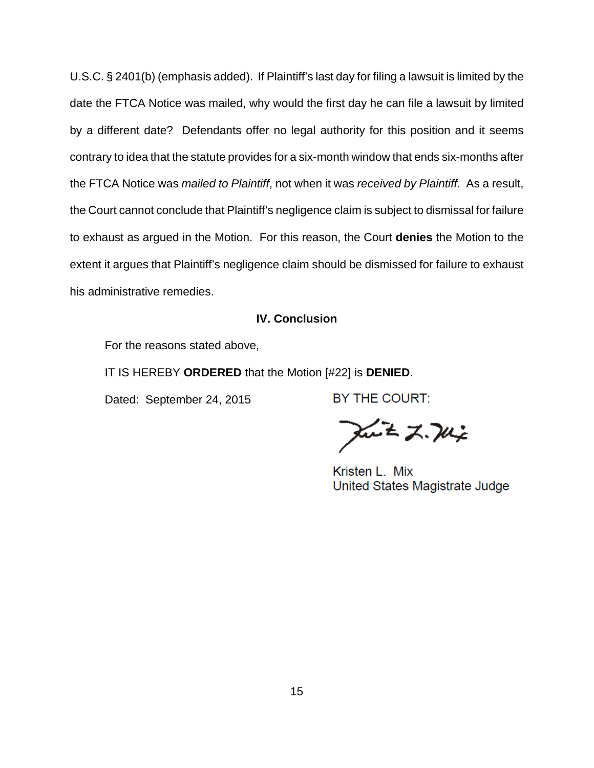U.S.C. § 2401(b) (emphasis added). If Plaintiff's last day for filing a lawsuit is limited by the date the FTCA Notice was mailed, why would the first day he can file a lawsuit by limited by a different date? Defendants offer no legal authority for this position and it seems contrary to idea that the statute provides for a six-month window that ends six-months after the FTCA Notice was *mailed to Plaintiff*, not when it was *received by Plaintiff*. As a result, the Court cannot conclude that Plaintiff's negligence claim is subject to dismissal for failure to exhaust as argued in the Motion. For this reason, the Court **denies** the Motion to the extent it argues that Plaintiff's negligence claim should be dismissed for failure to exhaust his administrative remedies.

## IV. Conclusion

For the reasons stated above,

IT IS HEREBY **ORDERED** that the Motion [#22] is **DENIED**.

Dated: September 24, 2015

BY THE COURT:

Kristen L. Mix
United States Magistrate Judge